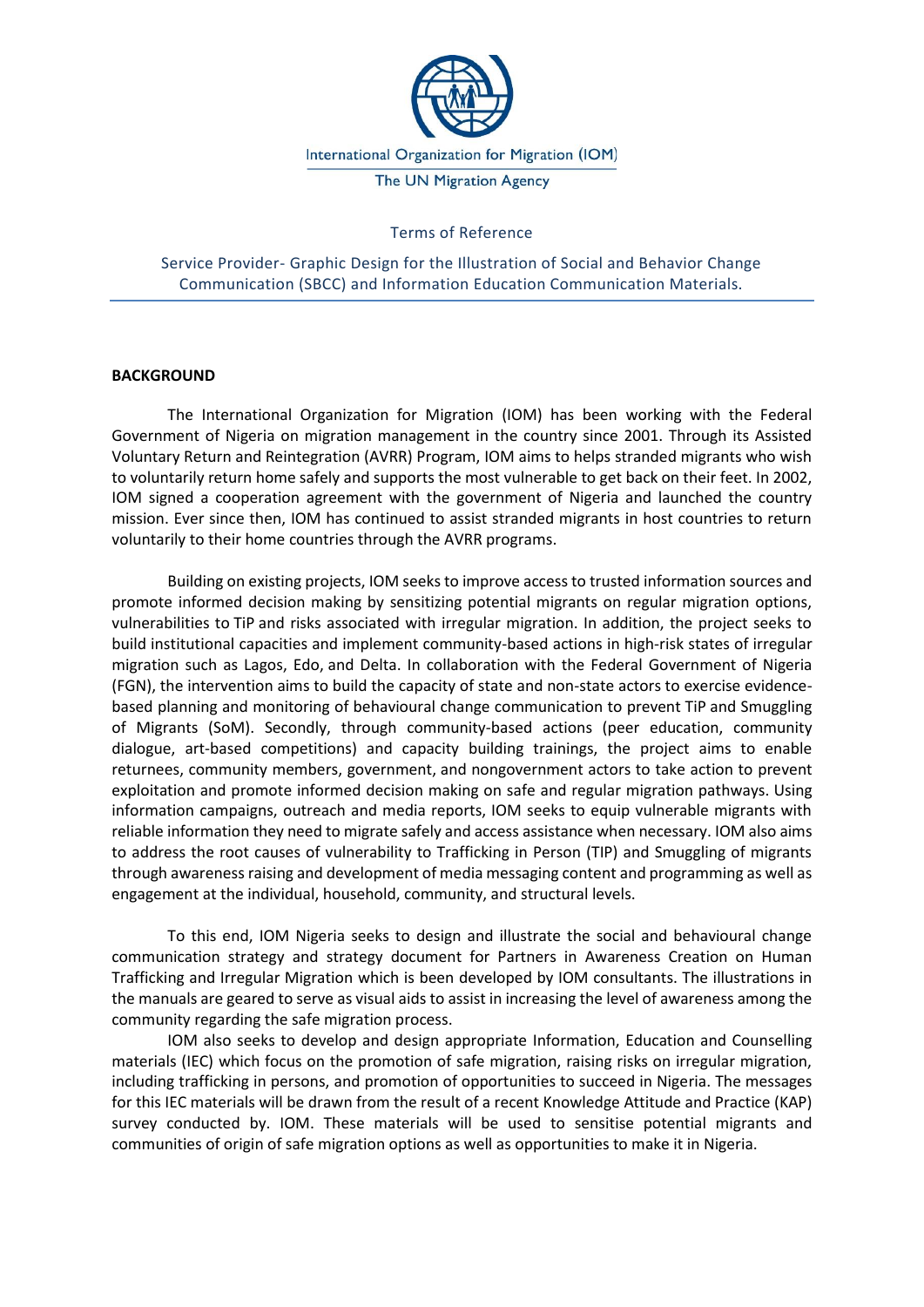International Organization for Migration (IOM)

The UN Migration Agency

Terms of Reference

Service Provider- Graphic Design for the Illustration of Social and Behavior Change Communication (SBCC) and Information Education Communication Materials.

**BACKGROUND**

The International Organization for Migration (IOM) has been working with the Federal Government of Nigeria on migration management in the country since 2001. Through its Assisted Voluntary Return and Reintegration (AVRR) Program, IOM aims to helps stranded migrants who wish to voluntarily return home safely and supports the most vulnerable to get back on their feet. In 2002, IOM signed a cooperation agreement with the government of Nigeria and launched the country mission. Ever since then, IOM has continued to assist stranded migrants in host countries to return voluntarily to their home countries through the AVRR programs.

Building on existing projects, IOM seeks to improve access to trusted information sources and promote informed decision making by sensitizing potential migrants on regular migration options, vulnerabilities to TiP and risks associated with irregular migration. In addition, the project seeks to build institutional capacities and implement community-based actions in high-risk states of irregular migration such as Lagos, Edo, and Delta. In collaboration with the Federal Government of Nigeria (FGN), the intervention aims to build the capacity of state and non-state actors to exercise evidence-based planning and monitoring of behavioural change communication to prevent TiP and Smuggling of Migrants (SoM). Secondly, through community-based actions (peer education, community dialogue, art-based competitions) and capacity building trainings, the project aims to enable returnees, community members, government, and nongovernment actors to take action to prevent exploitation and promote informed decision making on safe and regular migration pathways. Using information campaigns, outreach and media reports, IOM seeks to equip vulnerable migrants with reliable information they need to migrate safely and access assistance when necessary. IOM also aims to address the root causes of vulnerability to Trafficking in Person (TIP) and Smuggling of migrants through awareness raising and development of media messaging content and programming as well as engagement at the individual, household, community, and structural levels.

To this end, IOM Nigeria seeks to design and illustrate the social and behavioural change communication strategy and strategy document for Partners in Awareness Creation on Human Trafficking and Irregular Migration which is been developed by IOM consultants. The illustrations in the manuals are geared to serve as visual aids to assist in increasing the level of awareness among the community regarding the safe migration process.

IOM also seeks to develop and design appropriate Information, Education and Counselling materials (IEC) which focus on the promotion of safe migration, raising risks on irregular migration, including trafficking in persons, and promotion of opportunities to succeed in Nigeria. The messages for this IEC materials will be drawn from the result of a recent Knowledge Attitude and Practice (KAP) survey conducted by. IOM. These materials will be used to sensitise potential migrants and communities of origin of safe migration options as well as opportunities to make it in Nigeria.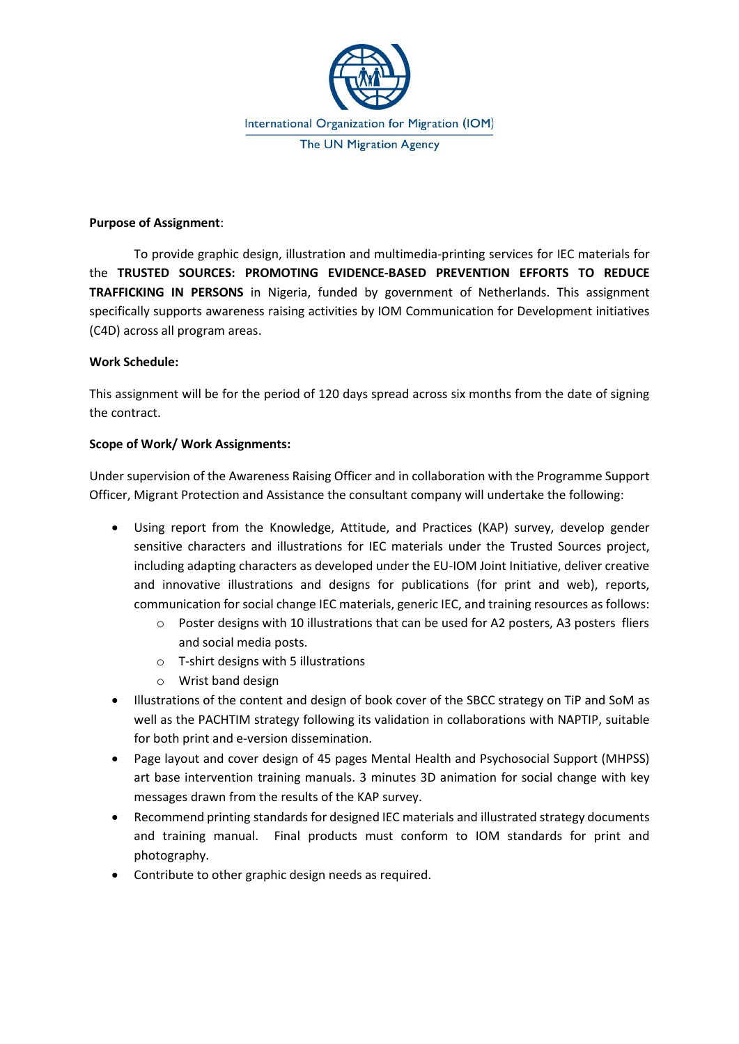International Organization for Migration (IOM)
The UN Migration Agency

**Purpose of Assignment**:

To provide graphic design, illustration and multimedia-printing services for IEC materials for the **TRUSTED SOURCES: PROMOTING EVIDENCE-BASED PREVENTION EFFORTS TO REDUCE TRAFFICKING IN PERSONS** in Nigeria, funded by government of Netherlands. This assignment specifically supports awareness raising activities by IOM Communication for Development initiatives (C4D) across all program areas.

**Work Schedule:**

This assignment will be for the period of 120 days spread across six months from the date of signing the contract.

**Scope of Work/ Work Assignments:**

Under supervision of the Awareness Raising Officer and in collaboration with the Programme Support Officer, Migrant Protection and Assistance the consultant company will undertake the following:

- Using report from the Knowledge, Attitude, and Practices (KAP) survey, develop gender sensitive characters and illustrations for IEC materials under the Trusted Sources project, including adapting characters as developed under the EU-IOM Joint Initiative, deliver creative and innovative illustrations and designs for publications (for print and web), reports, communication for social change IEC materials, generic IEC, and training resources as follows:
    - Poster designs with 10 illustrations that can be used for A2 posters, A3 posters fliers and social media posts.
    - T-shirt designs with 5 illustrations
    - Wrist band design
- Illustrations of the content and design of book cover of the SBCC strategy on TiP and SoM as well as the PACHTIM strategy following its validation in collaborations with NAPTIP, suitable for both print and e-version dissemination.
- Page layout and cover design of 45 pages Mental Health and Psychosocial Support (MHPSS) art base intervention training manuals. 3 minutes 3D animation for social change with key messages drawn from the results of the KAP survey.
- Recommend printing standards for designed IEC materials and illustrated strategy documents and training manual. Final products must conform to IOM standards for print and photography.
- Contribute to other graphic design needs as required.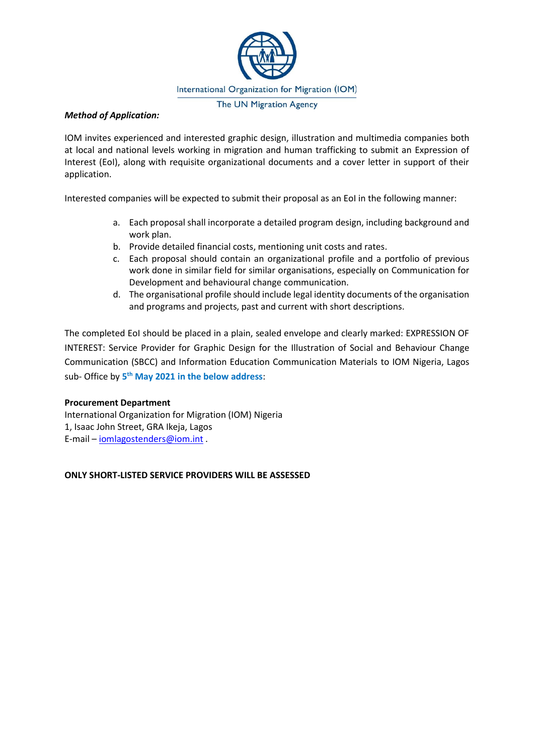*Method of Application:*

IOM invites experienced and interested graphic design, illustration and multimedia companies both at local and national levels working in migration and human trafficking to submit an Expression of Interest (EoI), along with requisite organizational documents and a cover letter in support of their application.

Interested companies will be expected to submit their proposal as an EoI in the following manner:

a. Each proposal shall incorporate a detailed program design, including background and work plan.
b. Provide detailed financial costs, mentioning unit costs and rates.
c. Each proposal should contain an organizational profile and a portfolio of previous work done in similar field for similar organisations, especially on Communication for Development and behavioural change communication.
d. The organisational profile should include legal identity documents of the organisation and programs and projects, past and current with short descriptions.

The completed EoI should be placed in a plain, sealed envelope and clearly marked: EXPRESSION OF INTEREST: Service Provider for Graphic Design for the Illustration of Social and Behaviour Change Communication (SBCC) and Information Education Communication Materials to IOM Nigeria, Lagos sub- Office by **5th May 2021 in the below address**:

**Procurement Department**
International Organization for Migration (IOM) Nigeria
1, Isaac John Street, GRA Ikeja, Lagos
E-mail – iomlagostenders@iom.int .

**ONLY SHORT-LISTED SERVICE PROVIDERS WILL BE ASSESSED**